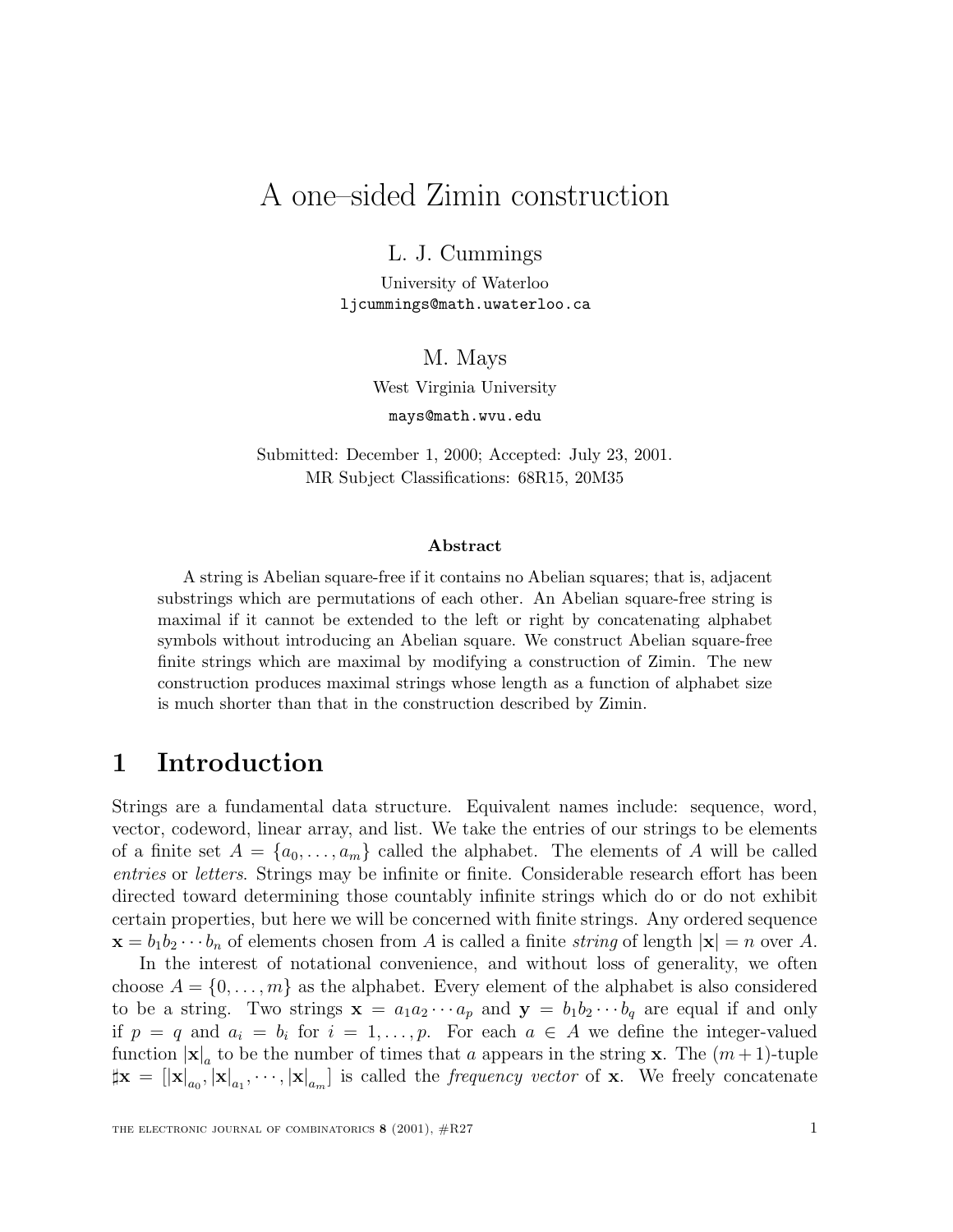# A one–sided Zimin construction

L. J. Cummings

University of Waterloo

ljcummings@math.uwaterloo.ca

M. Mays

West Virginia University

mays@math.wvu.edu

Submitted: December 1, 2000; Accepted: July 23, 2001.

MR Subject Classifications: 68R15, 20M35

### Abstract

A string is Abelian square-free if it contains no Abelian squares; that is, adjacent substrings which are permutations of each other. An Abelian square-free string is maximal if it cannot be extended to the left or right by concatenating alphabet symbols without introducing an Abelian square. We construct Abelian square-free finite strings which are maximal by modifying a construction of Zimin. The new construction produces maximal strings whose length as a function of alphabet size is much shorter than that in the construction described by Zimin.

## 1 Introduction

Strings are a fundamental data structure. Equivalent names include: sequence, word, vector, codeword, linear array, and list. We take the entries of our strings to be elements of a finite set $A = \{a_0, \ldots, a_m\}$ called the alphabet. The elements of $A$ will be called *entries* or *letters*. Strings may be infinite or finite. Considerable research effort has been directed toward determining those countably infinite strings which do or do not exhibit certain properties, but here we will be concerned with finite strings. Any ordered sequence $\mathbf{x} = b_1 b_2 \cdots b_n$ of elements chosen from $A$ is called a finite *string* of length $|\mathbf{x}| = n$ over $A$.

In the interest of notational convenience, and without loss of generality, we often choose $A = \{0, \ldots, m\}$ as the alphabet. Every element of the alphabet is also considered to be a string. Two strings $\mathbf{x} = a_1 a_2 \cdots a_p$ and $\mathbf{y} = b_1 b_2 \cdots b_q$ are equal if and only if $p = q$ and $a_i = b_i$ for $i = 1, \ldots, p$. For each $a \in A$ we define the integer-valued function $|\mathbf{x}|_a$ to be the number of times that $a$ appears in the string $\mathbf{x}$. The $(m+1)$-tuple $\sharp\mathbf{x} = [|\mathbf{x}|_{a_0}, |\mathbf{x}|_{a_1}, \cdots, |\mathbf{x}|_{a_m}]$ is called the *frequency vector* of $\mathbf{x}$. We freely concatenate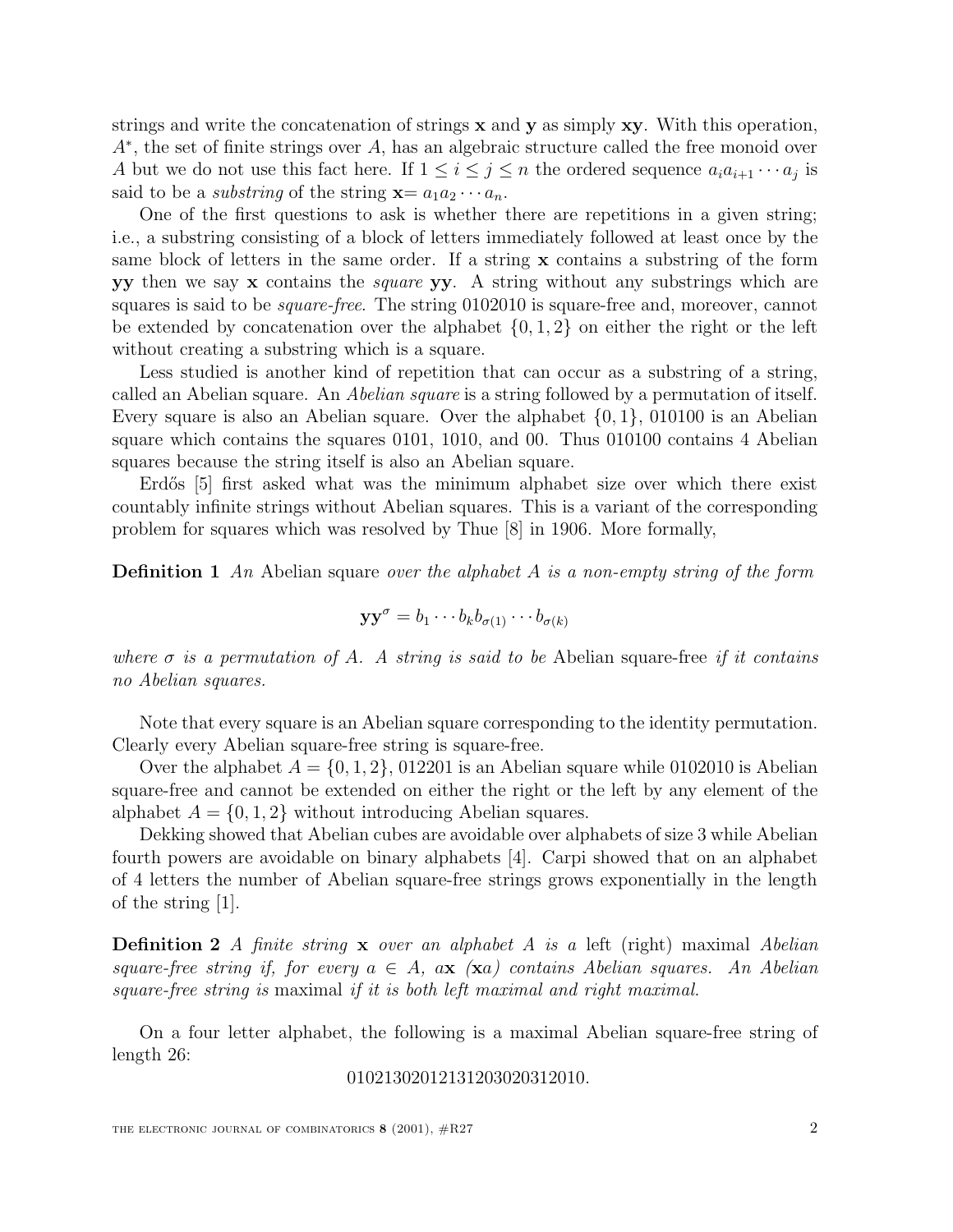strings and write the concatenation of strings $\mathbf{x}$ and $\mathbf{y}$ as simply $\mathbf{xy}$. With this operation, $A^*$, the set of finite strings over $A$, has an algebraic structure called the free monoid over $A$ but we do not use this fact here. If $1 \leq i \leq j \leq n$ the ordered sequence $a_i a_{i+1} \cdots a_j$ is said to be a *substring* of the string $\mathbf{x} = a_1 a_2 \cdots a_n$.

One of the first questions to ask is whether there are repetitions in a given string; i.e., a substring consisting of a block of letters immediately followed at least once by the same block of letters in the same order. If a string $\mathbf{x}$ contains a substring of the form $\mathbf{yy}$ then we say $\mathbf{x}$ contains the *square* $\mathbf{yy}$. A string without any substrings which are squares is said to be *square-free*. The string 0102010 is square-free and, moreover, cannot be extended by concatenation over the alphabet $\{0, 1, 2\}$ on either the right or the left without creating a substring which is a square.

Less studied is another kind of repetition that can occur as a substring of a string, called an Abelian square. An *Abelian square* is a string followed by a permutation of itself. Every square is also an Abelian square. Over the alphabet $\{0, 1\}$, 010100 is an Abelian square which contains the squares 0101, 1010, and 00. Thus 010100 contains 4 Abelian squares because the string itself is also an Abelian square.

Erdős [5] first asked what was the minimum alphabet size over which there exist countably infinite strings without Abelian squares. This is a variant of the corresponding problem for squares which was resolved by Thue [8] in 1906. More formally,

**Definition 1** *An* Abelian square *over the alphabet $A$ is a non-empty string of the form*

$$\mathbf{y}\mathbf{y}^{\sigma} = b_1 \cdots b_k b_{\sigma(1)} \cdots b_{\sigma(k)}$$

*where $\sigma$ is a permutation of $A$. A string is said to be* Abelian square-free *if it contains no Abelian squares.*

Note that every square is an Abelian square corresponding to the identity permutation. Clearly every Abelian square-free string is square-free.

Over the alphabet $A = \{0, 1, 2\}$, 012201 is an Abelian square while 0102010 is Abelian square-free and cannot be extended on either the right or the left by any element of the alphabet $A = \{0, 1, 2\}$ without introducing Abelian squares.

Dekking showed that Abelian cubes are avoidable over alphabets of size 3 while Abelian fourth powers are avoidable on binary alphabets [4]. Carpi showed that on an alphabet of 4 letters the number of Abelian square-free strings grows exponentially in the length of the string [1].

**Definition 2** *A finite string $\mathbf{x}$ over an alphabet $A$ is a* left *(*right*)* maximal *Abelian square-free string if, for every $a \in A$, $a\mathbf{x}$ ($\mathbf{x}a$) contains Abelian squares. An Abelian square-free string is* maximal *if it is both left maximal and right maximal.*

On a four letter alphabet, the following is a maximal Abelian square-free string of length 26:

01021302012131203020312010.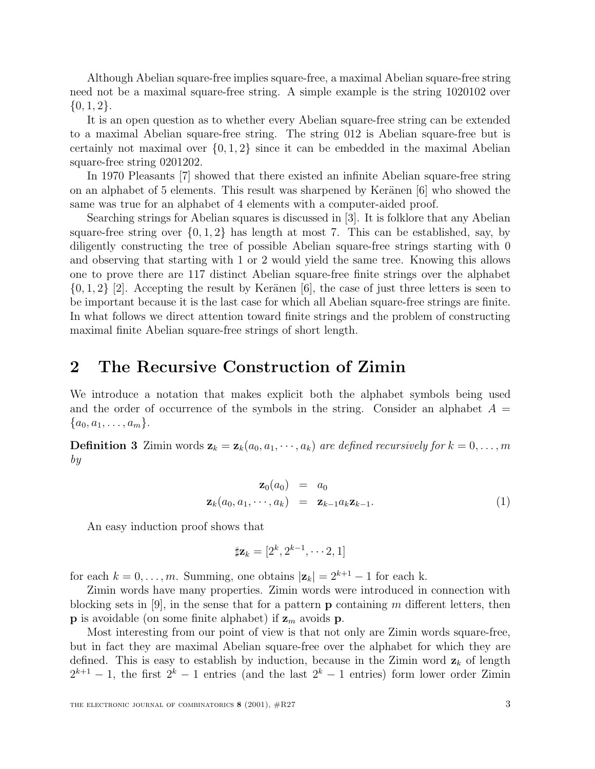Although Abelian square-free implies square-free, a maximal Abelian square-free string need not be a maximal square-free string. A simple example is the string 1020102 over $\{0, 1, 2\}$.

It is an open question as to whether every Abelian square-free string can be extended to a maximal Abelian square-free string. The string 012 is Abelian square-free but is certainly not maximal over $\{0, 1, 2\}$ since it can be embedded in the maximal Abelian square-free string 0201202.

In 1970 Pleasants [7] showed that there existed an infinite Abelian square-free string on an alphabet of 5 elements. This result was sharpened by Keränen [6] who showed the same was true for an alphabet of 4 elements with a computer-aided proof.

Searching strings for Abelian squares is discussed in [3]. It is folklore that any Abelian square-free string over $\{0, 1, 2\}$ has length at most 7. This can be established, say, by diligently constructing the tree of possible Abelian square-free strings starting with 0 and observing that starting with 1 or 2 would yield the same tree. Knowing this allows one to prove there are 117 distinct Abelian square-free finite strings over the alphabet $\{0, 1, 2\}$ [2]. Accepting the result by Keränen [6], the case of just three letters is seen to be important because it is the last case for which all Abelian square-free strings are finite. In what follows we direct attention toward finite strings and the problem of constructing maximal finite Abelian square-free strings of short length.

## 2 The Recursive Construction of Zimin

We introduce a notation that makes explicit both the alphabet symbols being used and the order of occurrence of the symbols in the string. Consider an alphabet $A = \{a_0, a_1, \ldots, a_m\}$.

**Definition 3** *Zimin words* $\mathbf{z}_k = \mathbf{z}_k(a_0, a_1, \cdots, a_k)$ *are defined recursively for* $k = 0, \ldots, m$ *by*

$$
\begin{aligned}
\mathbf{z}_0(a_0) &= a_0 \\
\mathbf{z}_k(a_0, a_1, \cdots, a_k) &= \mathbf{z}_{k-1} a_k \mathbf{z}_{k-1}.
\end{aligned}
\tag{1}
$$

An easy induction proof shows that

$$
\sharp\mathbf{z}_k = [2^k, 2^{k-1}, \cdots 2, 1]
$$

for each $k = 0, \ldots, m$. Summing, one obtains $|\mathbf{z}_k| = 2^{k+1} - 1$ for each k.

Zimin words have many properties. Zimin words were introduced in connection with blocking sets in [9], in the sense that for a pattern $\mathbf{p}$ containing $m$ different letters, then $\mathbf{p}$ is avoidable (on some finite alphabet) if $\mathbf{z}_m$ avoids $\mathbf{p}$.

Most interesting from our point of view is that not only are Zimin words square-free, but in fact they are maximal Abelian square-free over the alphabet for which they are defined. This is easy to establish by induction, because in the Zimin word $\mathbf{z}_k$ of length $2^{k+1} - 1$, the first $2^k - 1$ entries (and the last $2^k - 1$ entries) form lower order Zimin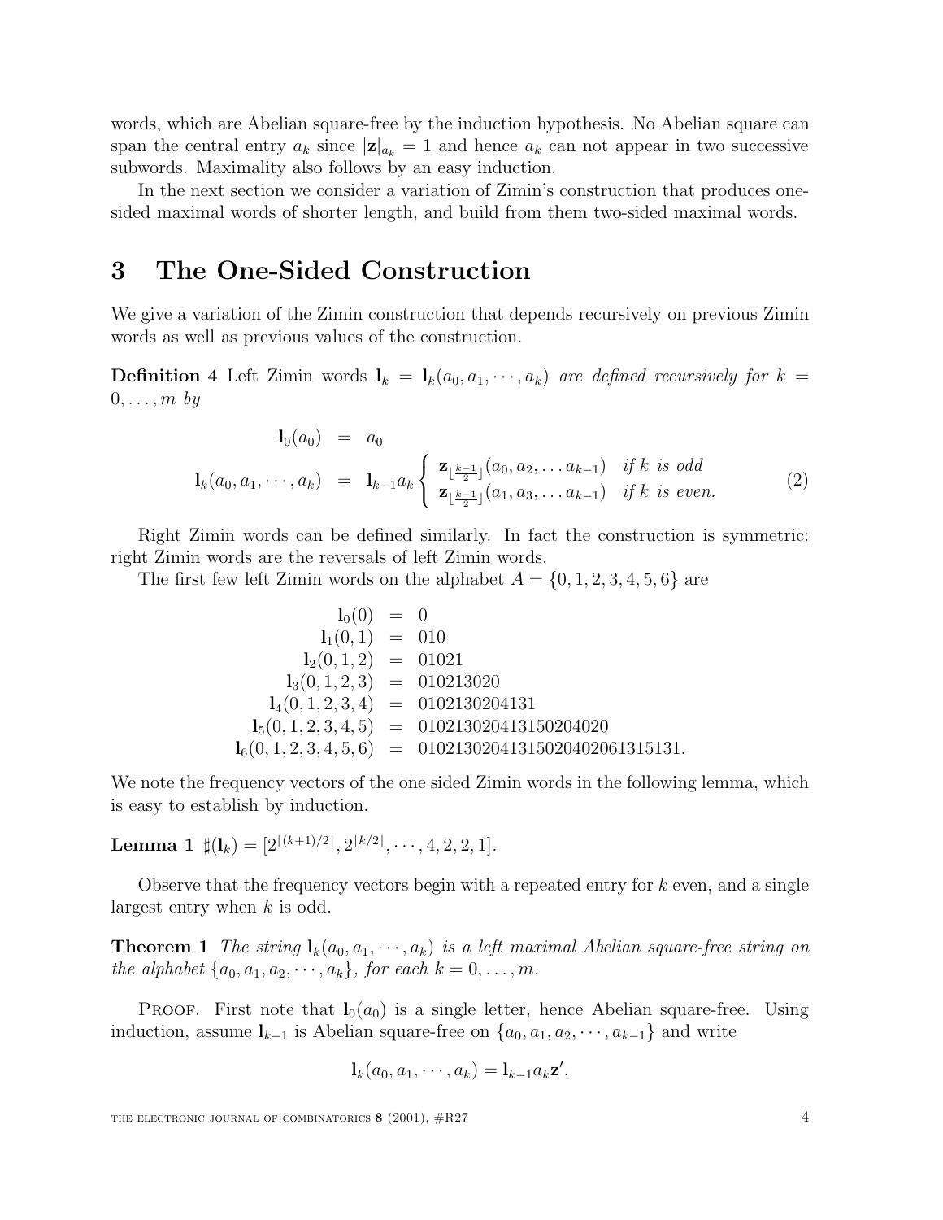words, which are Abelian square-free by the induction hypothesis. No Abelian square can span the central entry $a_k$ since $|\mathbf{z}|_{a_k} = 1$ and hence $a_k$ can not appear in two successive subwords. Maximality also follows by an easy induction.

In the next section we consider a variation of Zimin's construction that produces one-sided maximal words of shorter length, and build from them two-sided maximal words.

# 3 The One-Sided Construction

We give a variation of the Zimin construction that depends recursively on previous Zimin words as well as previous values of the construction.

**Definition 4** Left Zimin words $\mathbf{l}_k = \mathbf{l}_k(a_0, a_1, \cdots, a_k)$ *are defined recursively for* $k = 0, \ldots, m$ *by*

$$
\begin{aligned}
\mathbf{l}_0(a_0) &= a_0 \\
\mathbf{l}_k(a_0, a_1, \cdots, a_k) &= \mathbf{l}_{k-1} a_k \begin{cases} \mathbf{z}_{\lfloor \frac{k-1}{2} \rfloor}(a_0, a_2, \ldots a_{k-1}) & \text{if } k \text{ is odd} \\ \mathbf{z}_{\lfloor \frac{k-1}{2} \rfloor}(a_1, a_3, \ldots a_{k-1}) & \text{if } k \text{ is even.} \end{cases}
\end{aligned}
\tag{2}
$$

Right Zimin words can be defined similarly. In fact the construction is symmetric: right Zimin words are the reversals of left Zimin words.

The first few left Zimin words on the alphabet $A = \{0, 1, 2, 3, 4, 5, 6\}$ are

$$
\begin{aligned}
\mathbf{l}_0(0) &= 0 \\
\mathbf{l}_1(0,1) &= 010 \\
\mathbf{l}_2(0,1,2) &= 01021 \\
\mathbf{l}_3(0,1,2,3) &= 010213020 \\
\mathbf{l}_4(0,1,2,3,4) &= 0102130204131 \\
\mathbf{l}_5(0,1,2,3,4,5) &= 010213020413150204020 \\
\mathbf{l}_6(0,1,2,3,4,5,6) &= 01021302041315020402061315131.
\end{aligned}
$$

We note the frequency vectors of the one sided Zimin words in the following lemma, which is easy to establish by induction.

**Lemma 1** $\sharp(\mathbf{l}_k) = [2^{\lfloor (k+1)/2 \rfloor}, 2^{\lfloor k/2 \rfloor}, \cdots, 4, 2, 2, 1]$.

Observe that the frequency vectors begin with a repeated entry for $k$ even, and a single largest entry when $k$ is odd.

**Theorem 1** *The string* $\mathbf{l}_k(a_0, a_1, \cdots, a_k)$ *is a left maximal Abelian square-free string on the alphabet* $\{a_0, a_1, a_2, \cdots, a_k\}$*, for each* $k = 0, \ldots, m$*.*

Proof. First note that $\mathbf{l}_0(a_0)$ is a single letter, hence Abelian square-free. Using induction, assume $\mathbf{l}_{k-1}$ is Abelian square-free on $\{a_0, a_1, a_2, \cdots, a_{k-1}\}$ and write

$$
\mathbf{l}_k(a_0, a_1, \cdots, a_k) = \mathbf{l}_{k-1} a_k \mathbf{z}',
$$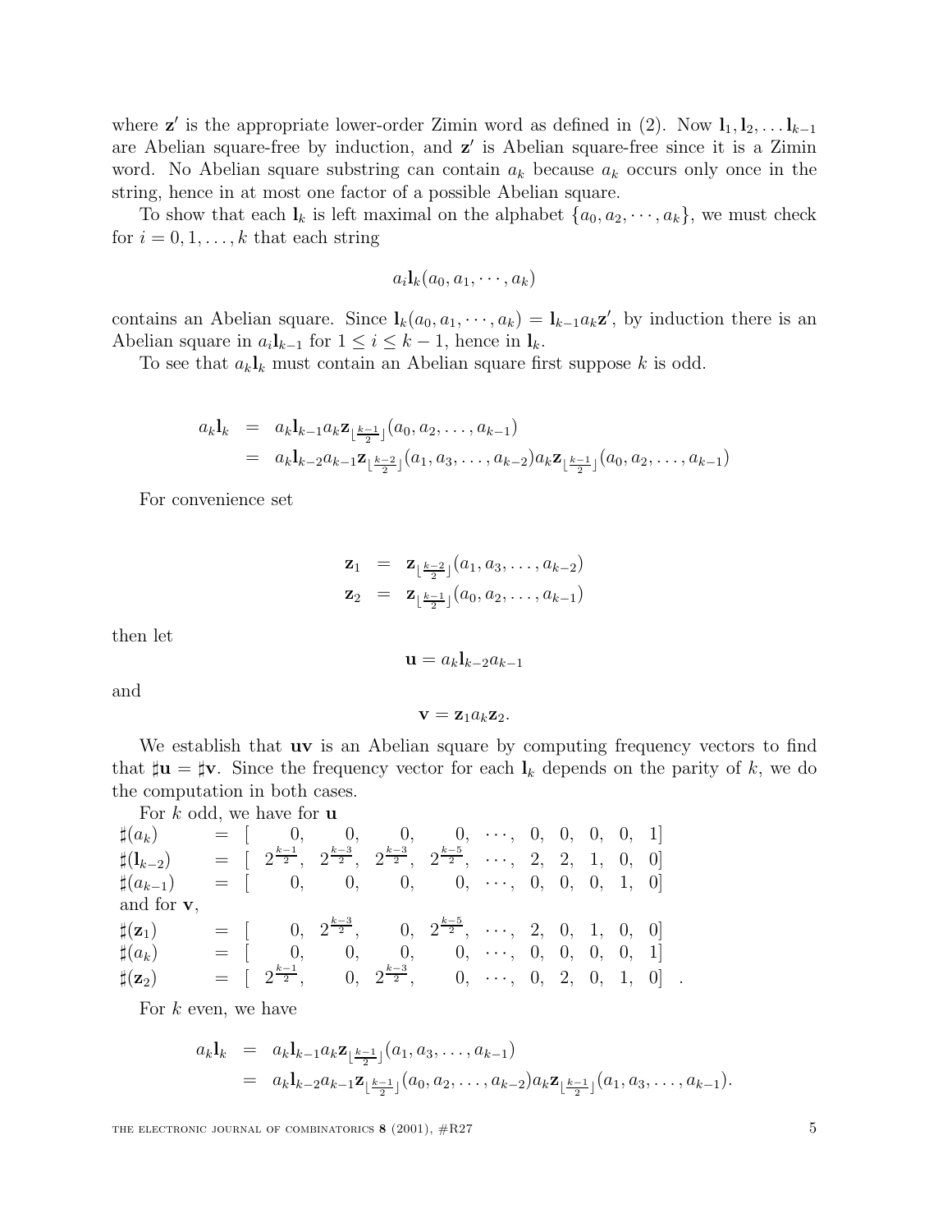where $\mathbf{z}'$ is the appropriate lower-order Zimin word as defined in (2). Now $\mathbf{l}_1, \mathbf{l}_2, \ldots \mathbf{l}_{k-1}$ are Abelian square-free by induction, and $\mathbf{z}'$ is Abelian square-free since it is a Zimin word. No Abelian square substring can contain $a_k$ because $a_k$ occurs only once in the string, hence in at most one factor of a possible Abelian square.

To show that each $\mathbf{l}_k$ is left maximal on the alphabet $\{a_0, a_2, \cdots, a_k\}$, we must check for $i = 0, 1, \ldots, k$ that each string

$$a_i \mathbf{l}_k(a_0, a_1, \cdots, a_k)$$

contains an Abelian square. Since $\mathbf{l}_k(a_0, a_1, \cdots, a_k) = \mathbf{l}_{k-1} a_k \mathbf{z}'$, by induction there is an Abelian square in $a_i \mathbf{l}_{k-1}$ for $1 \le i \le k-1$, hence in $\mathbf{l}_k$.

To see that $a_k \mathbf{l}_k$ must contain an Abelian square first suppose $k$ is odd.

$$\begin{aligned} a_k \mathbf{l}_k &= a_k \mathbf{l}_{k-1} a_k \mathbf{z}_{\lfloor \frac{k-1}{2} \rfloor}(a_0, a_2, \ldots, a_{k-1}) \\ &= a_k \mathbf{l}_{k-2} a_{k-1} \mathbf{z}_{\lfloor \frac{k-2}{2} \rfloor}(a_1, a_3, \ldots, a_{k-2}) a_k \mathbf{z}_{\lfloor \frac{k-1}{2} \rfloor}(a_0, a_2, \ldots, a_{k-1}) \end{aligned}$$

For convenience set

$$\begin{aligned} \mathbf{z}_1 &= \mathbf{z}_{\lfloor \frac{k-2}{2} \rfloor}(a_1, a_3, \ldots, a_{k-2}) \\ \mathbf{z}_2 &= \mathbf{z}_{\lfloor \frac{k-1}{2} \rfloor}(a_0, a_2, \ldots, a_{k-1}) \end{aligned}$$

then let

$$\mathbf{u} = a_k \mathbf{l}_{k-2} a_{k-1}$$

and

$$\mathbf{v} = \mathbf{z}_1 a_k \mathbf{z}_2.$$

We establish that $\mathbf{uv}$ is an Abelian square by computing frequency vectors to find that $\sharp\mathbf{u} = \sharp\mathbf{v}$. Since the frequency vector for each $\mathbf{l}_k$ depends on the parity of $k$, we do the computation in both cases.

For $k$ odd, we have for $\mathbf{u}$

$$\begin{array}{lllllllllllll} \sharp(a_k) & = & [ & 0, & 0, & 0, & 0, & \cdots, & 0, & 0, & 0, & 0, & 1] \\ \sharp(\mathbf{l}_{k-2}) & = & [ & 2^{\frac{k-1}{2}}, & 2^{\frac{k-3}{2}}, & 2^{\frac{k-3}{2}}, & 2^{\frac{k-5}{2}}, & \cdots, & 2, & 2, & 1, & 0, & 0] \\ \sharp(a_{k-1}) & = & [ & 0, & 0, & 0, & 0, & \cdots, & 0, & 0, & 0, & 1, & 0] \end{array}$$

and for $\mathbf{v}$,

$$\begin{array}{lllllllllllll} \sharp(\mathbf{z}_1) & = & [ & 0, & 2^{\frac{k-3}{2}}, & 0, & 2^{\frac{k-5}{2}}, & \cdots, & 2, & 0, & 1, & 0, & 0] \\ \sharp(a_k) & = & [ & 0, & 0, & 0, & 0, & \cdots, & 0, & 0, & 0, & 0, & 1] \\ \sharp(\mathbf{z}_2) & = & [ & 2^{\frac{k-1}{2}}, & 0, & 2^{\frac{k-3}{2}}, & 0, & \cdots, & 0, & 2, & 0, & 1, & 0] \end{array}.$$

For $k$ even, we have

$$\begin{aligned} a_k \mathbf{l}_k &= a_k \mathbf{l}_{k-1} a_k \mathbf{z}_{\lfloor \frac{k-1}{2} \rfloor}(a_1, a_3, \ldots, a_{k-1}) \\ &= a_k \mathbf{l}_{k-2} a_{k-1} \mathbf{z}_{\lfloor \frac{k-1}{2} \rfloor}(a_0, a_2, \ldots, a_{k-2}) a_k \mathbf{z}_{\lfloor \frac{k-1}{2} \rfloor}(a_1, a_3, \ldots, a_{k-1}). \end{aligned}$$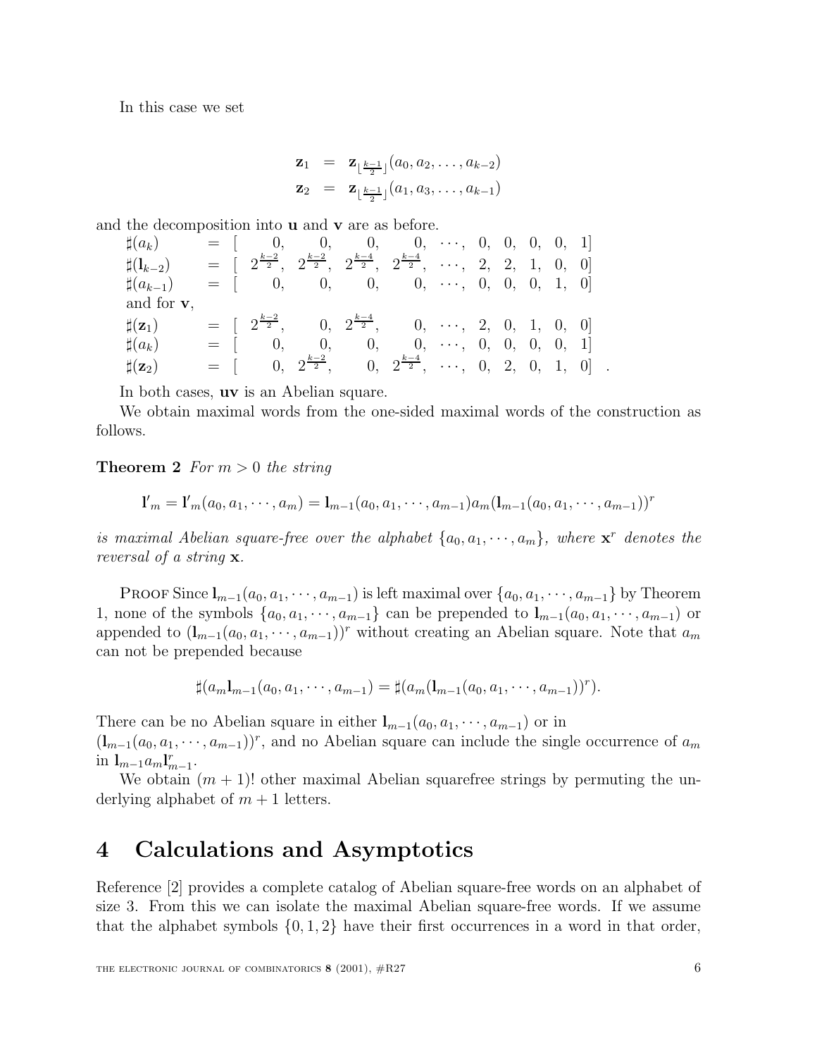In this case we set

$$\begin{aligned}
\mathbf{z}_1 &= \mathbf{z}_{\lfloor \frac{k-1}{2} \rfloor}(a_0, a_2, \ldots, a_{k-2}) \\
\mathbf{z}_2 &= \mathbf{z}_{\lfloor \frac{k-1}{2} \rfloor}(a_1, a_3, \ldots, a_{k-1})
\end{aligned}$$

and the decomposition into $\mathbf{u}$ and $\mathbf{v}$ are as before.

$$\begin{array}{lcl}
\sharp(a_k) & = & [\ 0,\ 0,\ 0,\ 0,\ \cdots,\ 0,\ 0,\ 0,\ 0,\ 1] \\
\sharp(\mathbf{l}_{k-2}) & = & [\ 2^{\frac{k-2}{2}},\ 2^{\frac{k-2}{2}},\ 2^{\frac{k-4}{2}},\ 2^{\frac{k-4}{2}},\ \cdots,\ 2,\ 2,\ 1,\ 0,\ 0] \\
\sharp(a_{k-1}) & = & [\ 0,\ 0,\ 0,\ 0,\ \cdots,\ 0,\ 0,\ 0,\ 1,\ 0] \\
\text{and for } \mathbf{v}, & & \\
\sharp(\mathbf{z}_1) & = & [\ 2^{\frac{k-2}{2}},\ 0,\ 2^{\frac{k-4}{2}},\ 0,\ \cdots,\ 2,\ 0,\ 1,\ 0,\ 0] \\
\sharp(a_k) & = & [\ 0,\ 0,\ 0,\ 0,\ \cdots,\ 0,\ 0,\ 0,\ 0,\ 1] \\
\sharp(\mathbf{z}_2) & = & [\ 0,\ 2^{\frac{k-2}{2}},\ 0,\ 2^{\frac{k-4}{2}},\ \cdots,\ 0,\ 2,\ 0,\ 1,\ 0]\ .
\end{array}$$

In both cases, $\mathbf{uv}$ is an Abelian square.

We obtain maximal words from the one-sided maximal words of the construction as follows.

**Theorem 2** *For $m > 0$ the string*

$$\mathbf{l}'_m = \mathbf{l}'_m(a_0, a_1, \cdots, a_m) = \mathbf{l}_{m-1}(a_0, a_1, \cdots, a_{m-1}) a_m (\mathbf{l}_{m-1}(a_0, a_1, \cdots, a_{m-1}))^r$$

*is maximal Abelian square-free over the alphabet $\{a_0, a_1, \cdots, a_m\}$, where $\mathbf{x}^r$ denotes the reversal of a string $\mathbf{x}$.*

Proof Since $\mathbf{l}_{m-1}(a_0, a_1, \cdots, a_{m-1})$ is left maximal over $\{a_0, a_1, \cdots, a_{m-1}\}$ by Theorem 1, none of the symbols $\{a_0, a_1, \cdots, a_{m-1}\}$ can be prepended to $\mathbf{l}_{m-1}(a_0, a_1, \cdots, a_{m-1})$ or appended to $(\mathbf{l}_{m-1}(a_0, a_1, \cdots, a_{m-1}))^r$ without creating an Abelian square. Note that $a_m$ can not be prepended because

$$\sharp(a_m \mathbf{l}_{m-1}(a_0, a_1, \cdots, a_{m-1}) = \sharp(a_m (\mathbf{l}_{m-1}(a_0, a_1, \cdots, a_{m-1}))^r).$$

There can be no Abelian square in either $\mathbf{l}_{m-1}(a_0, a_1, \cdots, a_{m-1})$ or in $(\mathbf{l}_{m-1}(a_0, a_1, \cdots, a_{m-1}))^r$, and no Abelian square can include the single occurrence of $a_m$ in $\mathbf{l}_{m-1} a_m \mathbf{l}_{m-1}^r$.

We obtain $(m+1)!$ other maximal Abelian squarefree strings by permuting the underlying alphabet of $m+1$ letters.

# 4 Calculations and Asymptotics

Reference [2] provides a complete catalog of Abelian square-free words on an alphabet of size 3. From this we can isolate the maximal Abelian square-free words. If we assume that the alphabet symbols $\{0, 1, 2\}$ have their first occurrences in a word in that order,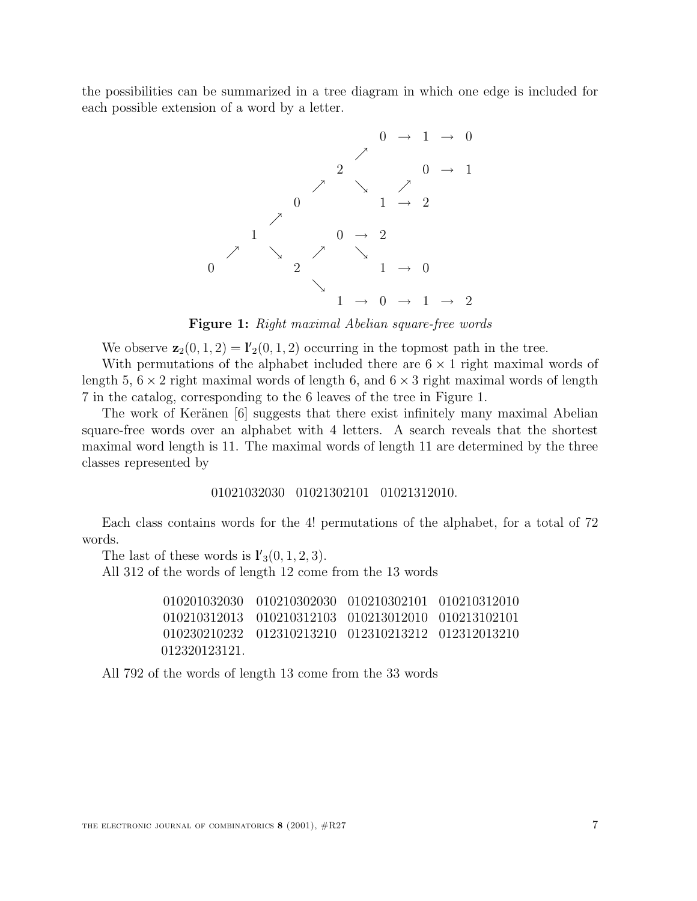the possibilities can be summarized in a tree diagram in which one edge is included for each possible extension of a word by a letter.

```
                          0 → 1 → 0
                        ↗
                      2         0 → 1
                    ↗   ↘     ↗
                  0       1 → 2
                ↗
              1         0 → 2
            ↗   ↘     ↗   ↘
          0       2         1 → 0
                    ↘
                      1 → 0 → 1 → 2
```

**Figure 1:** *Right maximal Abelian square-free words*

We observe $\mathbf{z}_2(0,1,2) = \mathbf{l}'_2(0,1,2)$ occurring in the topmost path in the tree.

With permutations of the alphabet included there are $6 \times 1$ right maximal words of length 5, $6 \times 2$ right maximal words of length 6, and $6 \times 3$ right maximal words of length 7 in the catalog, corresponding to the 6 leaves of the tree in Figure 1.

The work of Keränen [6] suggests that there exist infinitely many maximal Abelian square-free words over an alphabet with 4 letters. A search reveals that the shortest maximal word length is 11. The maximal words of length 11 are determined by the three classes represented by

01021032030 01021302101 01021312010.

Each class contains words for the 4! permutations of the alphabet, for a total of 72 words.

The last of these words is $\mathbf{l}'_3(0,1,2,3)$.

All 312 of the words of length 12 come from the 13 words

010201032030 010210302030 010210302101 010210312010
010210312013 010210312103 010213012010 010213102101
010230210232 012310213210 012310213212 012312013210
012320123121.

All 792 of the words of length 13 come from the 33 words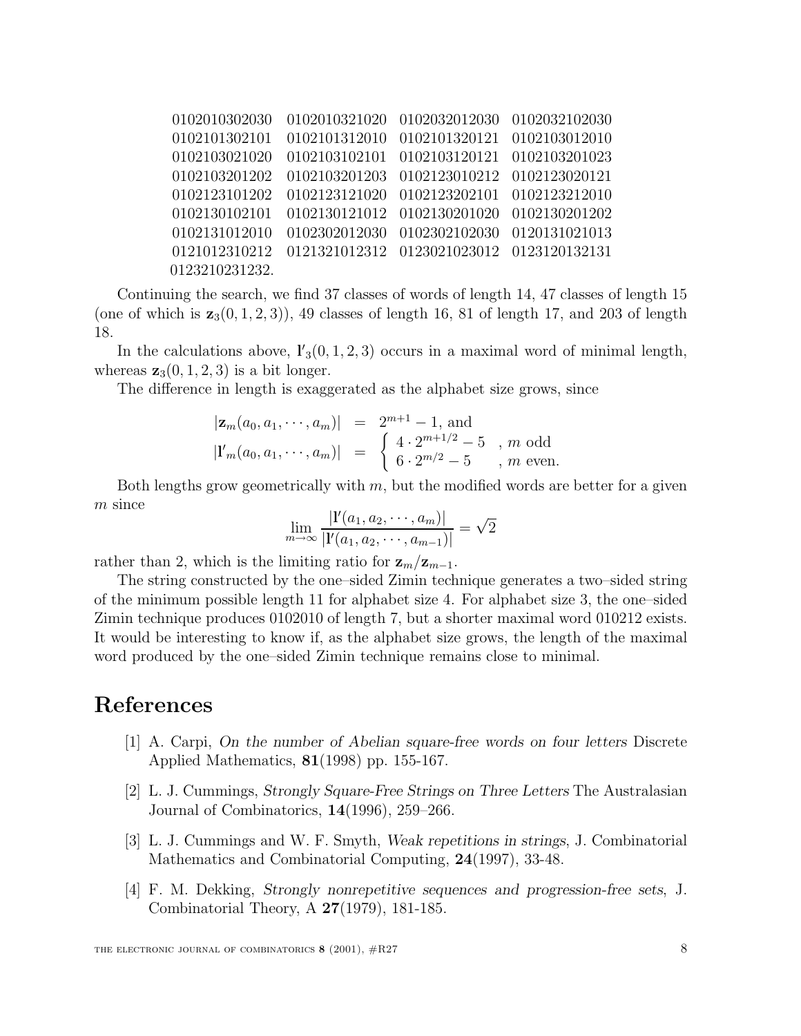0102010302030 0102010321020 0102032012030 0102032102030
0102101302101 0102101312010 0102101320121 0102103012010
0102103021020 0102103102101 0102103120121 0102103201023
0102103201202 0102103201203 0102123010212 0102123020121
0102123101202 0102123121020 0102123202101 0102123212010
0102130102101 0102130121012 0102130201020 0102130201202
0102131012010 0102302012030 0102302102030 0120131021013
0121012310212 0121321012312 0123021023012 0123120132131
0123210231232.

Continuing the search, we find 37 classes of words of length 14, 47 classes of length 15 (one of which is $\mathbf{z}_3(0,1,2,3)$), 49 classes of length 16, 81 of length 17, and 203 of length 18.

In the calculations above, $\mathbf{l'}_3(0,1,2,3)$ occurs in a maximal word of minimal length, whereas $\mathbf{z}_3(0,1,2,3)$ is a bit longer.

The difference in length is exaggerated as the alphabet size grows, since

$$
\begin{aligned}
|\mathbf{z}_m(a_0, a_1, \cdots, a_m)| &= 2^{m+1} - 1, \text{ and} \\
|\mathbf{l'}_m(a_0, a_1, \cdots, a_m)| &= \begin{cases} 4 \cdot 2^{m+1/2} - 5 & , m \text{ odd} \\ 6 \cdot 2^{m/2} - 5 & , m \text{ even.} \end{cases}
\end{aligned}
$$

Both lengths grow geometrically with $m$, but the modified words are better for a given $m$ since

$$
\lim_{m \to \infty} \frac{|\mathbf{l'}(a_1, a_2, \cdots, a_m)|}{|\mathbf{l'}(a_1, a_2, \cdots, a_{m-1})|} = \sqrt{2}
$$

rather than 2, which is the limiting ratio for $\mathbf{z}_m / \mathbf{z}_{m-1}$.

The string constructed by the one–sided Zimin technique generates a two–sided string of the minimum possible length 11 for alphabet size 4. For alphabet size 3, the one–sided Zimin technique produces 0102010 of length 7, but a shorter maximal word 010212 exists. It would be interesting to know if, as the alphabet size grows, the length of the maximal word produced by the one–sided Zimin technique remains close to minimal.

## References

[1] A. Carpi, *On the number of Abelian square-free words on four letters* Discrete Applied Mathematics, **81**(1998) pp. 155-167.

[2] L. J. Cummings, *Strongly Square-Free Strings on Three Letters* The Australasian Journal of Combinatorics, **14**(1996), 259–266.

[3] L. J. Cummings and W. F. Smyth, *Weak repetitions in strings*, J. Combinatorial Mathematics and Combinatorial Computing, **24**(1997), 33-48.

[4] F. M. Dekking, *Strongly nonrepetitive sequences and progression-free sets*, J. Combinatorial Theory, A **27**(1979), 181-185.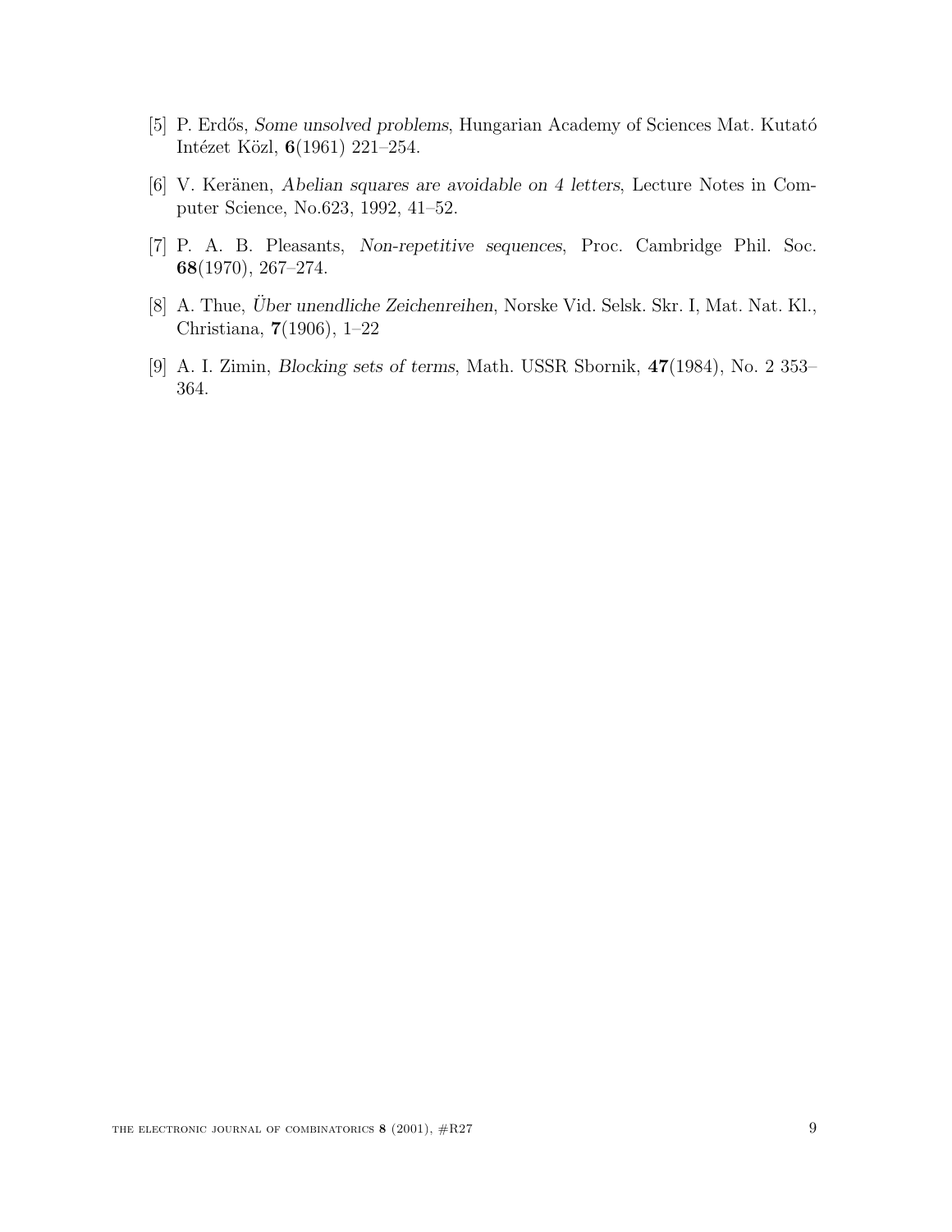[5] P. Erdős, *Some unsolved problems*, Hungarian Academy of Sciences Mat. Kutató Intézet Közl, **6**(1961) 221–254.

[6] V. Keränen, *Abelian squares are avoidable on 4 letters*, Lecture Notes in Computer Science, No.623, 1992, 41–52.

[7] P. A. B. Pleasants, *Non-repetitive sequences*, Proc. Cambridge Phil. Soc. **68**(1970), 267–274.

[8] A. Thue, *Über unendliche Zeichenreihen*, Norske Vid. Selsk. Skr. I, Mat. Nat. Kl., Christiana, **7**(1906), 1–22

[9] A. I. Zimin, *Blocking sets of terms*, Math. USSR Sbornik, **47**(1984), No. 2 353–364.